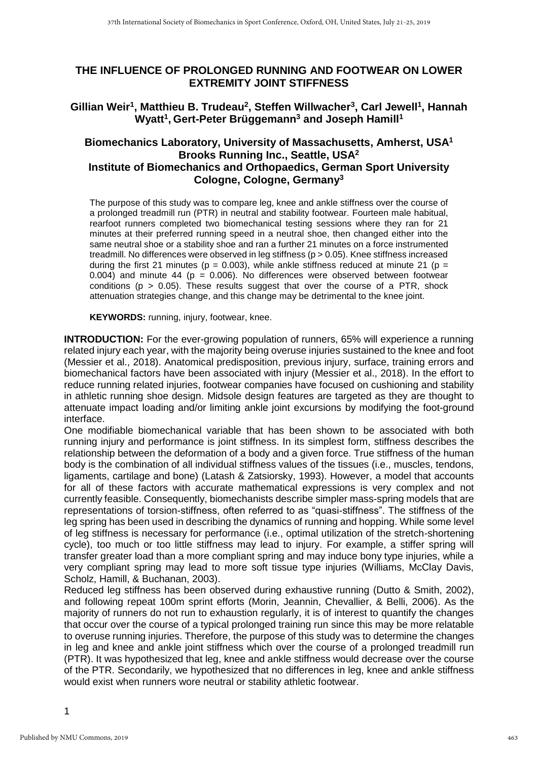# THE INFLUENCE OF PROLONGED RUNNING AND FOOTWEAR ON LOWER EXTREMITY JOINT STIFFNESS

**Gillian Weir[1], Matthieu B. Trudeau[2], Steffen Willwacher[3], Carl Jewell[1], Hannah Wyatt[1], Gert-Peter Brüggemann[3] and Joseph Hamill[1]**

**Biomechanics Laboratory, University of Massachusetts, Amherst, USA[1]**
**Brooks Running Inc., Seattle, USA[2]**
**Institute of Biomechanics and Orthopaedics, German Sport University Cologne, Cologne, Germany[3]**

The purpose of this study was to compare leg, knee and ankle stiffness over the course of a prolonged treadmill run (PTR) in neutral and stability footwear. Fourteen male habitual, rearfoot runners completed two biomechanical testing sessions where they ran for 21 minutes at their preferred running speed in a neutral shoe, then changed either into the same neutral shoe or a stability shoe and ran a further 21 minutes on a force instrumented treadmill. No differences were observed in leg stiffness ($p > 0.05$). Knee stiffness increased during the first 21 minutes ($p = 0.003$), while ankle stiffness reduced at minute 21 ($p = 0.004$) and minute 44 ($p = 0.006$). No differences were observed between footwear conditions ($p > 0.05$). These results suggest that over the course of a PTR, shock attenuation strategies change, and this change may be detrimental to the knee joint.

**KEYWORDS:** running, injury, footwear, knee.

**INTRODUCTION:** For the ever-growing population of runners, 65% will experience a running related injury each year, with the majority being overuse injuries sustained to the knee and foot (Messier et al., 2018). Anatomical predisposition, previous injury, surface, training errors and biomechanical factors have been associated with injury (Messier et al., 2018). In the effort to reduce running related injuries, footwear companies have focused on cushioning and stability in athletic running shoe design. Midsole design features are targeted as they are thought to attenuate impact loading and/or limiting ankle joint excursions by modifying the foot-ground interface.

One modifiable biomechanical variable that has been shown to be associated with both running injury and performance is joint stiffness. In its simplest form, stiffness describes the relationship between the deformation of a body and a given force. True stiffness of the human body is the combination of all individual stiffness values of the tissues (i.e., muscles, tendons, ligaments, cartilage and bone) (Latash & Zatsiorsky, 1993). However, a model that accounts for all of these factors with accurate mathematical expressions is very complex and not currently feasible. Consequently, biomechanists describe simpler mass-spring models that are representations of torsion-stiffness, often referred to as "quasi-stiffness". The stiffness of the leg spring has been used in describing the dynamics of running and hopping. While some level of leg stiffness is necessary for performance (i.e., optimal utilization of the stretch-shortening cycle), too much or too little stiffness may lead to injury. For example, a stiffer spring will transfer greater load than a more compliant spring and may induce bony type injuries, while a very compliant spring may lead to more soft tissue type injuries (Williams, McClay Davis, Scholz, Hamill, & Buchanan, 2003).

Reduced leg stiffness has been observed during exhaustive running (Dutto & Smith, 2002), and following repeat 100m sprint efforts (Morin, Jeannin, Chevallier, & Belli, 2006). As the majority of runners do not run to exhaustion regularly, it is of interest to quantify the changes that occur over the course of a typical prolonged training run since this may be more relatable to overuse running injuries. Therefore, the purpose of this study was to determine the changes in leg and knee and ankle joint stiffness which over the course of a prolonged treadmill run (PTR). It was hypothesized that leg, knee and ankle stiffness would decrease over the course of the PTR. Secondarily, we hypothesized that no differences in leg, knee and ankle stiffness would exist when runners wore neutral or stability athletic footwear.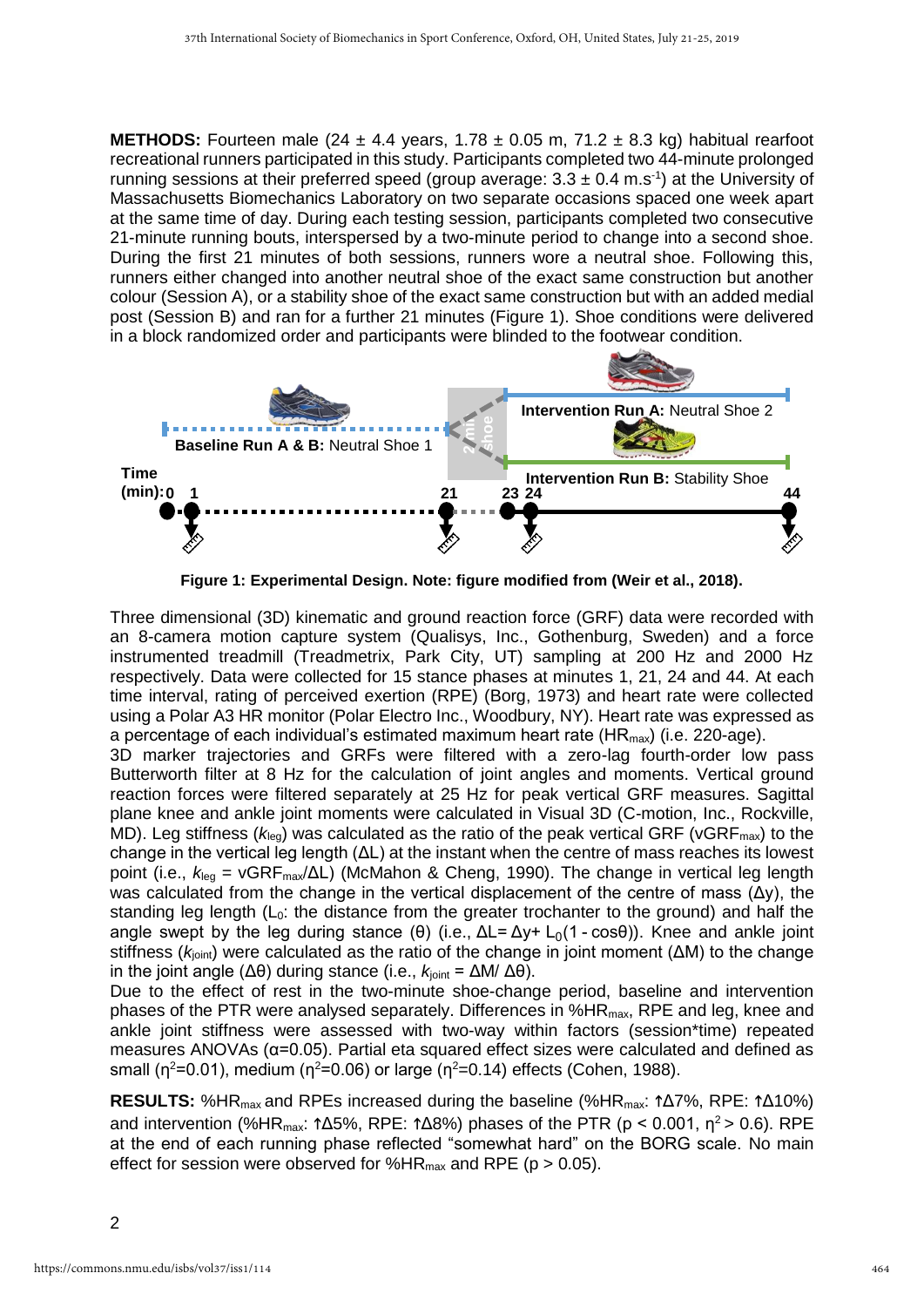**METHODS:** Fourteen male (24 ± 4.4 years, 1.78 ± 0.05 m, 71.2 ± 8.3 kg) habitual rearfoot recreational runners participated in this study. Participants completed two 44-minute prolonged running sessions at their preferred speed (group average: 3.3 ± 0.4 $m.s^{-1}$) at the University of Massachusetts Biomechanics Laboratory on two separate occasions spaced one week apart at the same time of day. During each testing session, participants completed two consecutive 21-minute running bouts, interspersed by a two-minute period to change into a second shoe. During the first 21 minutes of both sessions, runners wore a neutral shoe. Following this, runners either changed into another neutral shoe of the exact same construction but another colour (Session A), or a stability shoe of the exact same construction but with an added medial post (Session B) and ran for a further 21 minutes (Figure 1). Shoe conditions were delivered in a block randomized order and participants were blinded to the footwear condition.

**Figure 1: Experimental Design. Note: figure modified from (Weir et al., 2018).**

Three dimensional (3D) kinematic and ground reaction force (GRF) data were recorded with an 8-camera motion capture system (Qualisys, Inc., Gothenburg, Sweden) and a force instrumented treadmill (Treadmetrix, Park City, UT) sampling at 200 Hz and 2000 Hz respectively. Data were collected for 15 stance phases at minutes 1, 21, 24 and 44. At each time interval, rating of perceived exertion (RPE) (Borg, 1973) and heart rate were collected using a Polar A3 HR monitor (Polar Electro Inc., Woodbury, NY). Heart rate was expressed as a percentage of each individual's estimated maximum heart rate ($HR_{max}$) (i.e. 220-age).

3D marker trajectories and GRFs were filtered with a zero-lag fourth-order low pass Butterworth filter at 8 Hz for the calculation of joint angles and moments. Vertical ground reaction forces were filtered separately at 25 Hz for peak vertical GRF measures. Sagittal plane knee and ankle joint moments were calculated in Visual 3D (C-motion, Inc., Rockville, MD). Leg stiffness ($k_{leg}$) was calculated as the ratio of the peak vertical GRF ($vGRF_{max}$) to the change in the vertical leg length (ΔL) at the instant when the centre of mass reaches its lowest point (i.e., $k_{leg} = vGRF_{max}/\Delta L$) (McMahon & Cheng, 1990). The change in vertical leg length was calculated from the change in the vertical displacement of the centre of mass (Δy), the standing leg length ($L_0$: the distance from the greater trochanter to the ground) and half the angle swept by the leg during stance (θ) (i.e., $\Delta L = \Delta y + L_0(1 - \cos\theta)$). Knee and ankle joint stiffness ($k_{joint}$) were calculated as the ratio of the change in joint moment (ΔM) to the change in the joint angle (Δθ) during stance (i.e., $k_{joint} = \Delta M / \Delta\theta$).

Due to the effect of rest in the two-minute shoe-change period, baseline and intervention phases of the PTR were analysed separately. Differences in $\%HR_{max}$, RPE and leg, knee and ankle joint stiffness were assessed with two-way with factors (session*time) repeated measures ANOVAs (α=0.05). Partial eta squared effect sizes were calculated and defined as small ($\eta^2$=0.01), medium ($\eta^2$=0.06) or large ($\eta^2$=0.14) effects (Cohen, 1988).

**RESULTS:** $\%HR_{max}$ and RPEs increased during the baseline ($\%HR_{max}$: ↑Δ7%, RPE: ↑Δ10%) and intervention ($\%HR_{max}$: ↑Δ5%, RPE: ↑Δ8%) phases of the PTR ($p < 0.001$, $\eta^2 > 0.6$). RPE at the end of each running phase reflected "somewhat hard" on the BORG scale. No main effect for session were observed for $\%HR_{max}$ and RPE ($p > 0.05$).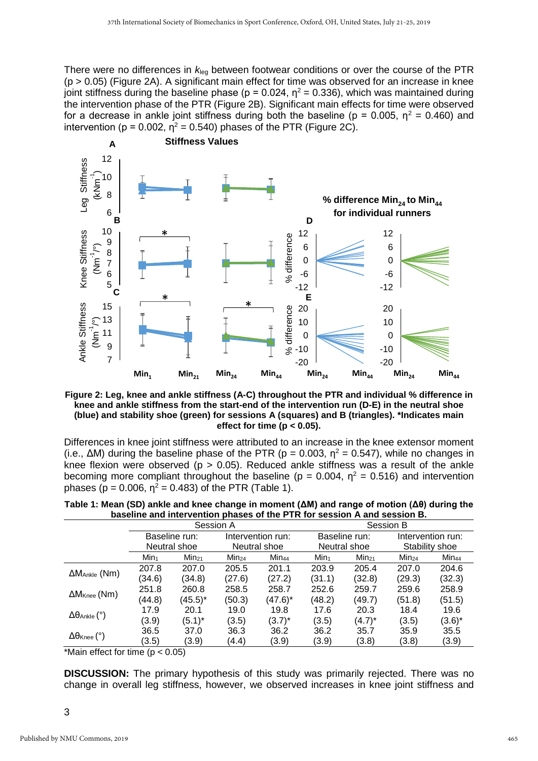There were no differences in $k_{leg}$ between footwear conditions or over the course of the PTR ($p > 0.05$) (Figure 2A). A significant main effect for time was observed for an increase in knee joint stiffness during the baseline phase ($p = 0.024$, $\eta^2 = 0.336$), which was maintained during the intervention phase of the PTR (Figure 2B). Significant main effects for time were observed for a decrease in ankle joint stiffness during both the baseline ($p = 0.005$, $\eta^2 = 0.460$) and intervention ($p = 0.002$, $\eta^2 = 0.540$) phases of the PTR (Figure 2C).

**Figure 2: Leg, knee and ankle stiffness (A-C) throughout the PTR and individual % difference in knee and ankle stiffness from the start-end of the intervention run (D-E) in the neutral shoe (blue) and stability shoe (green) for sessions A (squares) and B (triangles). *Indicates main effect for time ($p < 0.05$).**

Differences in knee joint stiffness were attributed to an increase in the knee extensor moment (i.e., $\Delta M$) during the baseline phase of the PTR ($p = 0.003$, $\eta^2 = 0.547$), while no changes in knee flexion were observed ($p > 0.05$). Reduced ankle stiffness was a result of the ankle becoming more compliant throughout the baseline ($p = 0.004$, $\eta^2 = 0.516$) and intervention phases ($p = 0.006$, $\eta^2 = 0.483$) of the PTR (Table 1).

**Table 1: Mean (SD) ankle and knee change in moment ($\Delta M$) and range of motion ($\Delta\theta$) during the baseline and intervention phases of the PTR for session A and session B.**

| | Session A | | | | Session B | | | |
|---|---|---|---|---|---|---|---|---|
| | Baseline run: Neutral shoe | | Intervention run: Neutral shoe | | Baseline run: Neutral shoe | | Intervention run: Stability shoe | |
| | $Min_1$ | $Min_{21}$ | $Min_{24}$ | $Min_{44}$ | $Min_1$ | $Min_{21}$ | $Min_{24}$ | $Min_{44}$ |
| $\Delta M_{Ankle}$ (Nm) | 207.8 (34.6) | 207.0 (34.8) | 205.5 (27.6) | 201.1 (27.2) | 203.9 (31.1) | 205.4 (32.8) | 207.0 (29.3) | 204.6 (32.3) |
| $\Delta M_{Knee}$ (Nm) | 251.8 (44.8) | 260.8 (45.5)* | 258.5 (50.3) | 258.7 (47.6)* | 252.6 (48.2) | 259.7 (49.7) | 259.6 (51.8) | 258.9 (51.5) |
| $\Delta\theta_{Ankle}$ (°) | 17.9 (3.9) | 20.1 (5.1)* | 19.0 (3.5) | 19.8 (3.7)* | 17.6 (3.5) | 20.3 (4.7)* | 18.4 (3.5) | 19.6 (3.6)* |
| $\Delta\theta_{Knee}$ (°) | 36.5 (3.5) | 37.0 (3.9) | 36.3 (4.4) | 36.2 (3.9) | 36.2 (3.9) | 35.7 (3.8) | 35.9 (3.8) | 35.5 (3.9) |

*Main effect for time ($p < 0.05$)

**DISCUSSION:** The primary hypothesis of this study was primarily rejected. There was no change in overall leg stiffness, however, we observed increases in knee joint stiffness and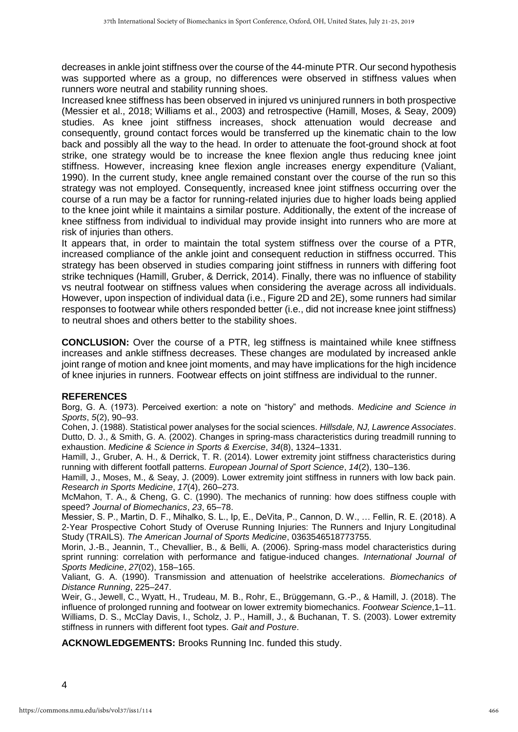decreases in ankle joint stiffness over the course of the 44-minute PTR. Our second hypothesis was supported where as a group, no differences were observed in stiffness values when runners wore neutral and stability running shoes.

Increased knee stiffness has been observed in injured vs uninjured runners in both prospective (Messier et al., 2018; Williams et al., 2003) and retrospective (Hamill, Moses, & Seay, 2009) studies. As knee joint stiffness increases, shock attenuation would decrease and consequently, ground contact forces would be transferred up the kinematic chain to the low back and possibly all the way to the head. In order to attenuate the foot-ground shock at foot strike, one strategy would be to increase the knee flexion angle thus reducing knee joint stiffness. However, increasing knee flexion angle increases energy expenditure (Valiant, 1990). In the current study, knee angle remained constant over the course of the run so this strategy was not employed. Consequently, increased knee joint stiffness occurring over the course of a run may be a factor for running-related injuries due to higher loads being applied to the knee joint while it maintains a similar posture. Additionally, the extent of the increase of knee stiffness from individual to individual may provide insight into runners who are more at risk of injuries than others.

It appears that, in order to maintain the total system stiffness over the course of a PTR, increased compliance of the ankle joint and consequent reduction in stiffness occurred. This strategy has been observed in studies comparing joint stiffness in runners with differing foot strike techniques (Hamill, Gruber, & Derrick, 2014). Finally, there was no influence of stability vs neutral footwear on stiffness values when considering the average across all individuals. However, upon inspection of individual data (i.e., Figure 2D and 2E), some runners had similar responses to footwear while others responded better (i.e., did not increase knee joint stiffness) to neutral shoes and others better to the stability shoes.

**CONCLUSION:** Over the course of a PTR, leg stiffness is maintained while knee stiffness increases and ankle stiffness decreases. These changes are modulated by increased ankle joint range of motion and knee joint moments, and may have implications for the high incidence of knee injuries in runners. Footwear effects on joint stiffness are individual to the runner.

## REFERENCES

Borg, G. A. (1973). Perceived exertion: a note on "history" and methods. *Medicine and Science in Sports*, *5*(2), 90–93.

Cohen, J. (1988). Statistical power analyses for the social sciences. *Hillsdale, NJ, Lawrence Associates*.

Dutto, D. J., & Smith, G. A. (2002). Changes in spring-mass characteristics during treadmill running to exhaustion. *Medicine & Science in Sports & Exercise*, *34*(8), 1324–1331.

Hamill, J., Gruber, A. H., & Derrick, T. R. (2014). Lower extremity joint stiffness characteristics during running with different footfall patterns. *European Journal of Sport Science*, *14*(2), 130–136.

Hamill, J., Moses, M., & Seay, J. (2009). Lower extremity joint stiffness in runners with low back pain. *Research in Sports Medicine*, *17*(4), 260–273.

McMahon, T. A., & Cheng, G. C. (1990). The mechanics of running: how does stiffness couple with speed? *Journal of Biomechanics*, *23*, 65–78.

Messier, S. P., Martin, D. F., Mihalko, S. L., Ip, E., DeVita, P., Cannon, D. W., … Fellin, R. E. (2018). A 2-Year Prospective Cohort Study of Overuse Running Injuries: The Runners and Injury Longitudinal Study (TRAILS). *The American Journal of Sports Medicine*, 0363546518773755.

Morin, J.-B., Jeannin, T., Chevallier, B., & Belli, A. (2006). Spring-mass model characteristics during sprint running: correlation with performance and fatigue-induced changes. *International Journal of Sports Medicine*, *27*(02), 158–165.

Valiant, G. A. (1990). Transmission and attenuation of heelstrike accelerations. *Biomechanics of Distance Running*, 225–247.

Weir, G., Jewell, C., Wyatt, H., Trudeau, M. B., Rohr, E., Brüggemann, G.-P., & Hamill, J. (2018). The influence of prolonged running and footwear on lower extremity biomechanics. *Footwear Science*,1–11.

Williams, D. S., McClay Davis, I., Scholz, J. P., Hamill, J., & Buchanan, T. S. (2003). Lower extremity stiffness in runners with different foot types. *Gait and Posture*.

**ACKNOWLEDGEMENTS:** Brooks Running Inc. funded this study.